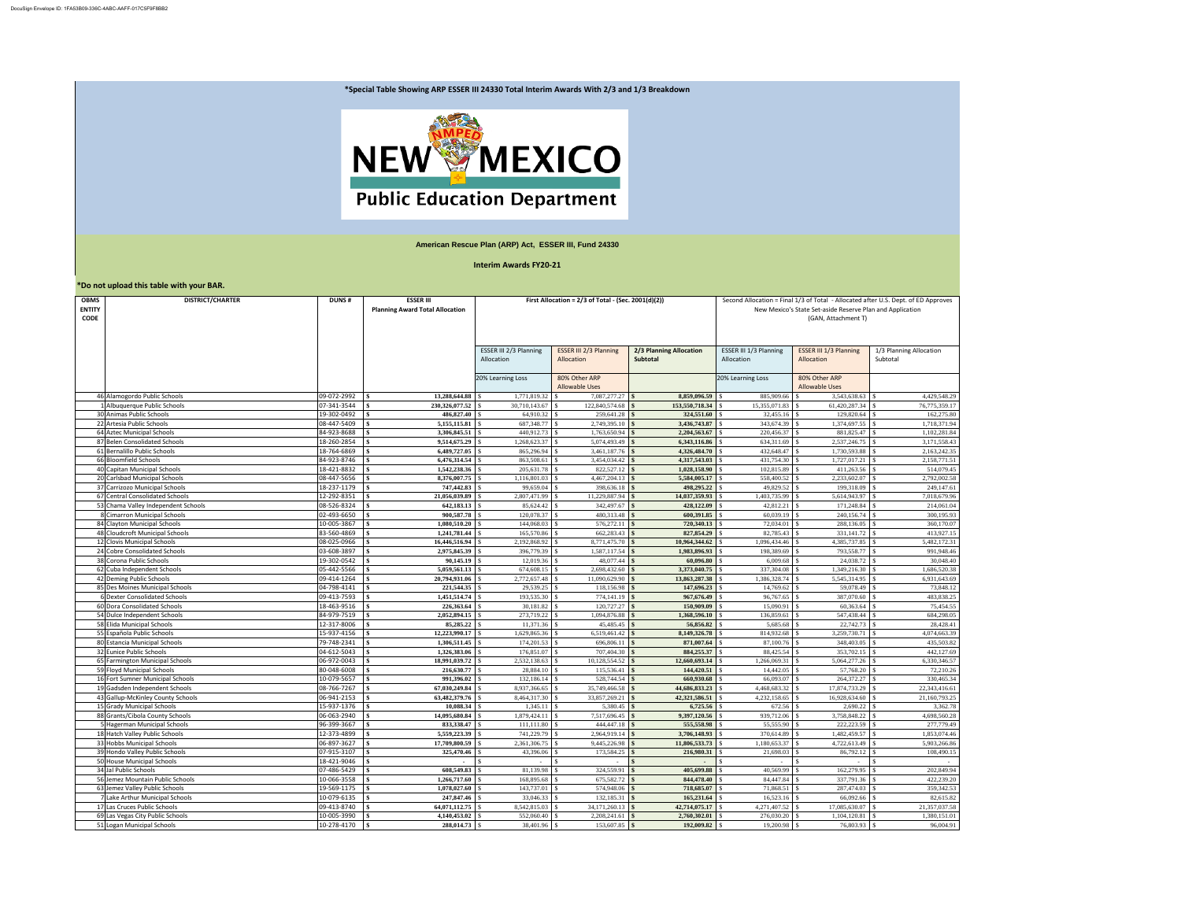DocuSign Envelope ID: 1FA53B09-336C-4ABC-AAFF-017C5F9F8BB2

**\*Special Table Showing ARP ESSER III 24330 Total Interim Awards With 2/3 and 1/3 Breakdown**

NEW MEXICO Public Education Department

**American Rescue Plan (ARP) Act, ESSER III, Fund 24330**

**Interim Awards FY20-21**

**\*Do not upload this table with your BAR.**

| OBMS ENTITY CODE | DISTRICT/CHARTER | DUNS # | ESSER III Planning Award Total Allocation | First Allocation = 2/3 of Total - (Sec. 2001(d)(2)) | | | Second Allocation = Final 1/3 of Total - Allocated after U.S. Dept. of ED Approves New Mexico's State Set-aside Reserve Plan and Application (GAN, Attachment T) | | |
|---|---|---|---|---|---|---|---|---|---|
| | | | | ESSER III 2/3 Planning Allocation | ESSER III 2/3 Planning Allocation | 2/3 Planning Allocation Subtotal | ESSER III 1/3 Planning Allocation | ESSER III 1/3 Planning Allocation | 1/3 Planning Allocation Subtotal |
| | | | | 20% Learning Loss | 80% Other ARP Allowable Uses | | 20% Learning Loss | 80% Other ARP Allowable Uses | |
| 46 | Alamogordo Public Schools | 09-072-2992 | $ 13,288,644.88 | $ 1,771,819.32 | $ 7,087,277.27 | $ 8,859,096.59 | $ 885,909.66 | $ 3,543,638.63 | $ 4,429,548.29 |
| 1 | Albuquerque Public Schools | 07-341-3544 | $ 230,326,077.52 | $ 30,710,143.67 | $ 122,840,574.68 | $ 153,550,718.34 | $ 15,355,071.83 | $ 61,420,287.34 | $ 76,775,359.17 |
| 30 | Animas Public Schools | 19-302-0492 | $ 486,827.40 | $ 64,910.32 | $ 259,641.28 | $ 324,551.60 | $ 32,455.16 | $ 129,820.64 | $ 162,275.80 |
| 22 | Artesia Public Schools | 08-447-5409 | $ 5,155,115.81 | $ 687,348.77 | $ 2,749,395.10 | $ 3,436,743.87 | $ 343,674.39 | $ 1,374,697.55 | $ 1,718,371.94 |
| 64 | Aztec Municipal Schools | 84-923-8688 | $ 3,306,845.51 | $ 440,912.73 | $ 1,763,650.94 | $ 2,204,563.67 | $ 220,456.37 | $ 881,825.47 | $ 1,102,281.84 |
| 87 | Belen Consolidated Schools | 18-260-2854 | $ 9,514,675.29 | $ 1,268,623.37 | $ 5,074,493.49 | $ 6,343,116.86 | $ 634,311.69 | $ 2,537,246.75 | $ 3,171,558.43 |
| 61 | Bernalillo Public Schools | 18-764-6869 | $ 6,489,727.05 | $ 865,296.94 | $ 3,461,187.76 | $ 4,326,484.70 | $ 432,648.47 | $ 1,730,593.88 | $ 2,163,242.35 |
| 66 | Bloomfield Schools | 84-923-8746 | $ 6,476,314.54 | $ 863,508.61 | $ 3,454,034.42 | $ 4,317,543.03 | $ 431,754.30 | $ 1,727,017.21 | $ 2,158,771.51 |
| 40 | Capitan Municipal Schools | 18-421-8832 | $ 1,542,238.36 | $ 205,631.78 | $ 822,527.12 | $ 1,028,158.90 | $ 102,815.89 | $ 411,263.56 | $ 514,079.45 |
| 20 | Carlsbad Municipal Schools | 08-447-5656 | $ 8,376,007.75 | $ 1,116,801.03 | $ 4,467,204.13 | $ 5,584,005.17 | $ 558,400.52 | $ 2,233,602.07 | $ 2,792,002.58 |
| 37 | Carrizozo Municipal Schools | 18-237-1179 | $ 747,442.83 | $ 99,659.04 | $ 398,636.18 | $ 498,295.22 | $ 49,829.52 | $ 199,318.09 | $ 249,147.61 |
| 67 | Central Consolidated Schools | 12-292-8351 | $ 21,056,039.89 | $ 2,807,471.99 | $ 11,229,887.94 | $ 14,037,359.93 | $ 1,403,735.99 | $ 5,614,943.97 | $ 7,018,679.96 |
| 53 | Chama Valley Independent Schools | 08-526-8324 | $ 642,183.13 | $ 85,624.42 | $ 342,497.67 | $ 428,122.09 | $ 42,812.21 | $ 171,248.84 | $ 214,061.04 |
| 8 | Cimarron Municipal Schools | 02-493-6650 | $ 900,587.78 | $ 120,078.37 | $ 480,313.48 | $ 600,391.85 | $ 60,039.19 | $ 240,156.74 | $ 300,195.93 |
| 84 | Clayton Municipal Schools | 10-005-3867 | $ 1,080,510.20 | $ 144,068.03 | $ 576,272.11 | $ 720,340.13 | $ 72,034.01 | $ 288,136.05 | $ 360,170.07 |
| 48 | Cloudcroft Municipal Schools | 83-560-4869 | $ 1,241,781.44 | $ 165,570.86 | $ 662,283.43 | $ 827,854.29 | $ 82,785.43 | $ 331,141.72 | $ 413,927.15 |
| 12 | Clovis Municipal Schools | 08-025-0966 | $ 16,446,516.94 | $ 2,192,868.92 | $ 8,771,475.70 | $ 10,964,344.62 | $ 1,096,434.46 | $ 4,385,737.85 | $ 5,482,172.31 |
| 24 | Cobre Consolidated Schools | 03-608-3897 | $ 2,975,845.39 | $ 396,779.39 | $ 1,587,117.54 | $ 1,983,896.93 | $ 198,389.69 | $ 793,558.77 | $ 991,948.46 |
| 38 | Corona Public Schools | 19-302-0542 | $ 90,145.19 | $ 12,019.36 | $ 48,077.44 | $ 60,096.80 | $ 6,009.68 | $ 24,038.72 | $ 30,048.40 |
| 62 | Cuba Independent Schools | 05-442-5566 | $ 5,059,561.13 | $ 674,608.15 | $ 2,698,432.60 | $ 3,373,040.75 | $ 337,304.08 | $ 1,349,216.30 | $ 1,686,520.38 |
| 42 | Deming Public Schools | 09-414-1264 | $ 20,794,931.06 | $ 2,772,657.48 | $ 11,090,629.90 | $ 13,863,287.38 | $ 1,386,328.74 | $ 5,545,314.95 | $ 6,931,643.69 |
| 85 | Des Moines Municipal Schools | 04-798-4141 | $ 221,544.35 | $ 29,539.25 | $ 118,156.98 | $ 147,696.23 | $ 14,769.62 | $ 59,078.49 | $ 73,848.12 |
| 6 | Dexter Consolidated Schools | 09-413-7593 | $ 1,451,514.74 | $ 193,535.30 | $ 774,141.19 | $ 967,676.49 | $ 96,767.65 | $ 387,070.60 | $ 483,838.25 |
| 60 | Dora Consolidated Schools | 18-463-9516 | $ 226,363.64 | $ 30,181.82 | $ 120,727.27 | $ 150,909.09 | $ 15,090.91 | $ 60,363.64 | $ 75,454.55 |
| 54 | Dulce Independent Schools | 84-979-7519 | $ 2,052,894.15 | $ 273,719.22 | $ 1,094,876.88 | $ 1,368,596.10 | $ 136,859.61 | $ 547,438.44 | $ 684,298.05 |
| 58 | Elida Municipal Schools | 12-317-8006 | $ 85,285.22 | $ 11,371.36 | $ 45,485.45 | $ 56,856.82 | $ 5,685.68 | $ 22,742.73 | $ 28,428.41 |
| 55 | Española Public Schools | 15-937-4156 | $ 12,223,990.17 | $ 1,629,865.36 | $ 6,519,461.42 | $ 8,149,326.78 | $ 814,932.68 | $ 3,259,730.71 | $ 4,074,663.39 |
| 80 | Estancia Municipal Schools | 79-748-2341 | $ 1,306,511.45 | $ 174,201.53 | $ 696,806.11 | $ 871,007.64 | $ 87,100.76 | $ 348,403.05 | $ 435,503.82 |
| 32 | Eunice Public Schools | 04-612-5043 | $ 1,326,383.06 | $ 176,851.07 | $ 707,404.30 | $ 884,255.37 | $ 88,425.54 | $ 353,702.15 | $ 442,127.69 |
| 65 | Farmington Municipal Schools | 06-972-0043 | $ 18,991,039.72 | $ 2,532,138.63 | $ 10,128,554.52 | $ 12,660,693.14 | $ 1,266,069.31 | $ 5,064,277.26 | $ 6,330,346.57 |
| 59 | Floyd Municipal Schools | 80-048-6008 | $ 216,630.77 | $ 28,884.10 | $ 115,536.41 | $ 144,420.51 | $ 14,442.05 | $ 57,768.20 | $ 72,210.26 |
| 16 | Fort Sumner Municipal Schools | 10-079-5657 | $ 991,396.02 | $ 132,186.14 | $ 528,744.54 | $ 660,930.68 | $ 66,093.07 | $ 264,372.27 | $ 330,465.34 |
| 19 | Gadsden Independent Schools | 08-766-7267 | $ 67,030,249.84 | $ 8,937,366.65 | $ 35,749,466.58 | $ 44,686,833.23 | $ 4,468,683.32 | $ 17,874,733.29 | $ 22,343,416.61 |
| 43 | Gallup-McKinley County Schools | 06-941-2153 | $ 63,482,379.76 | $ 8,464,317.30 | $ 33,857,269.21 | $ 42,321,586.51 | $ 4,232,158.65 | $ 16,928,634.60 | $ 21,160,793.25 |
| 15 | Grady Municipal Schools | 15-937-1376 | $ 10,088.34 | $ 1,345.11 | $ 5,380.45 | $ 6,725.56 | $ 672.56 | $ 2,690.22 | $ 3,362.78 |
| 88 | Grants/Cibola County Schools | 06-063-2940 | $ 14,095,680.84 | $ 1,879,424.11 | $ 7,517,696.45 | $ 9,397,120.56 | $ 939,712.06 | $ 3,758,848.22 | $ 4,698,560.28 |
| 5 | Hagerman Municipal Schools | 96-399-3667 | $ 833,338.47 | $ 111,111.80 | $ 444,447.18 | $ 555,558.98 | $ 55,555.90 | $ 222,223.59 | $ 277,779.49 |
| 18 | Hatch Valley Public Schools | 12-373-4899 | $ 5,559,223.39 | $ 741,229.79 | $ 2,964,919.14 | $ 3,706,148.93 | $ 370,614.89 | $ 1,482,459.57 | $ 1,853,074.46 |
| 33 | Hobbs Municipal Schools | 06-897-3627 | $ 17,709,800.59 | $ 2,361,306.75 | $ 9,445,226.98 | $ 11,806,533.73 | $ 1,180,653.37 | $ 4,722,613.49 | $ 5,903,266.86 |
| 39 | Hondo Valley Public Schools | 07-915-3107 | $ 325,470.46 | $ 43,396.06 | $ 173,584.25 | $ 216,980.31 | $ 21,698.03 | $ 86,792.12 | $ 108,490.15 |
| 50 | House Municipal Schools | 18-421-9046 | $ - | $ - | $ - | $ - | $ - | $ - | $ - |
| 34 | Jal Public Schools | 07-486-5429 | $ 608,549.83 | $ 81,139.98 | $ 324,559.91 | $ 405,699.88 | $ 40,569.99 | $ 162,279.95 | $ 202,849.94 |
| 56 | Jemez Mountain Public Schools | 10-066-3558 | $ 1,266,717.60 | $ 168,895.68 | $ 675,582.72 | $ 844,478.40 | $ 84,447.84 | $ 337,791.36 | $ 422,239.20 |
| 63 | Jemez Valley Public Schools | 19-569-1175 | $ 1,078,027.60 | $ 143,737.01 | $ 574,948.06 | $ 718,685.07 | $ 71,868.51 | $ 287,474.03 | $ 359,342.53 |
| 7 | Lake Arthur Municipal Schools | 10-079-6135 | $ 247,847.46 | $ 33,046.33 | $ 132,185.31 | $ 165,231.64 | $ 16,523.16 | $ 66,092.66 | $ 82,615.82 |
| 17 | Las Cruces Public Schools | 09-413-8740 | $ 64,071,112.75 | $ 8,542,815.03 | $ 34,171,260.13 | $ 42,714,075.17 | $ 4,271,407.52 | $ 17,085,630.07 | $ 21,357,037.58 |
| 69 | Las Vegas City Public Schools | 10-005-3990 | $ 4,140,453.02 | $ 552,060.40 | $ 2,208,241.61 | $ 2,760,302.01 | $ 276,030.20 | $ 1,104,120.81 | $ 1,380,151.01 |
| 51 | Logan Municipal Schools | 10-278-4170 | $ 288,014.73 | $ 38,401.96 | $ 153,607.85 | $ 192,009.82 | $ 19,200.98 | $ 76,803.93 | $ 96,004.91 |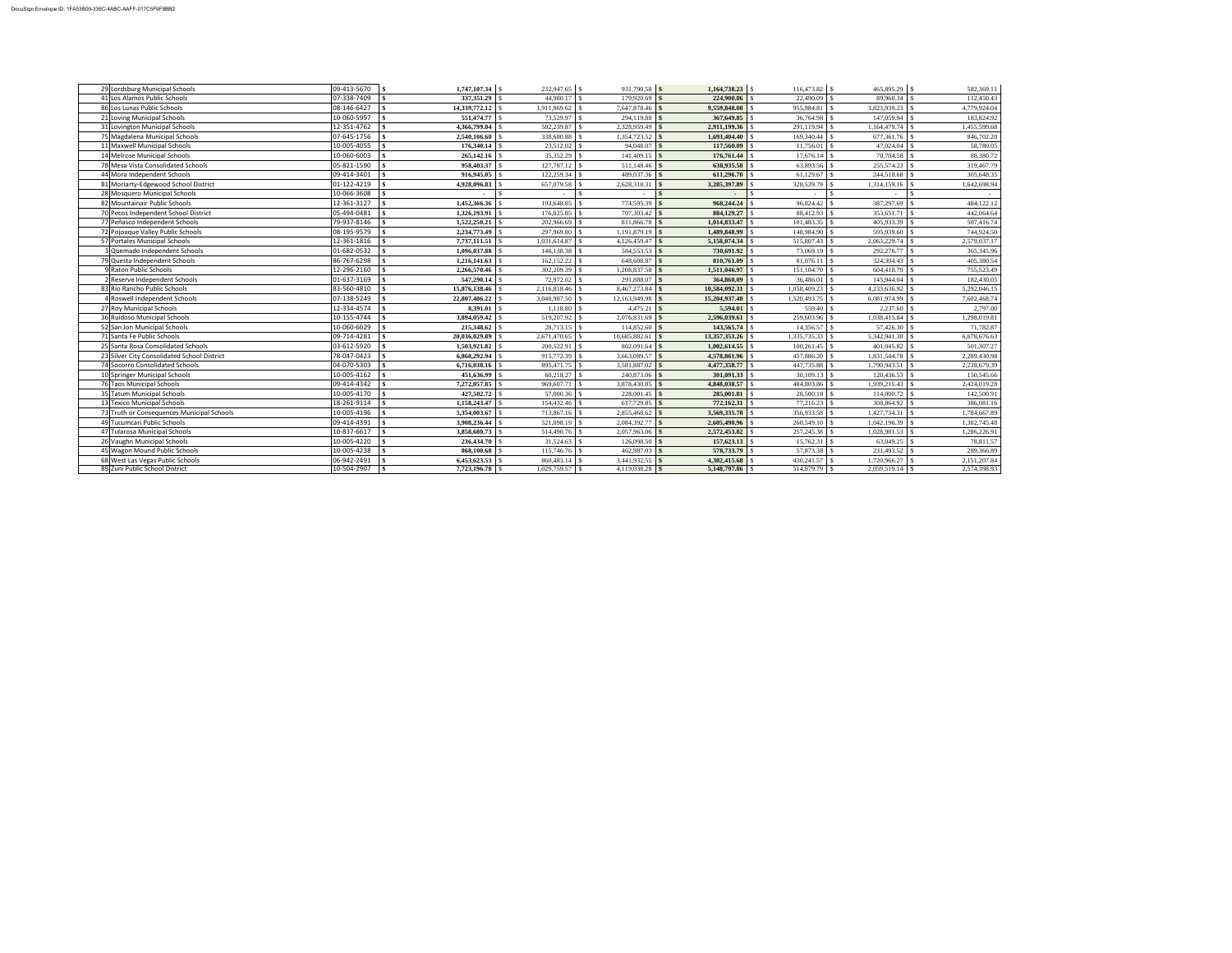| | | | | | | | | |
|---|---|---|---|---|---|---|---|---|
| 29 | Lordsburg Municipal Schools | 09-413-5670 | $ **1,747,107.34** | $ 232,947.65 | $ 931,790.58 | $ **1,164,738.23** | $ 116,473.82 | $ 465,895.29 | $ 582,369.11 |
| 41 | Los Alamos Public Schools | 07-338-7409 | $ **337,351.29** | $ 44,980.17 | $ 179,920.69 | $ **224,900.86** | $ 22,490.09 | $ 89,960.34 | $ 112,450.43 |
| 86 | Los Lunas Public Schools | 08-146-6427 | $ **14,339,772.12** | $ 1,911,969.62 | $ 7,647,878.46 | $ **9,559,848.08** | $ 955,984.81 | $ 3,823,939.23 | $ 4,779,924.04 |
| 21 | Loving Municipal Schools | 10-060-5997 | $ **551,474.77** | $ 73,529.97 | $ 294,119.88 | $ **367,649.85** | $ 36,764.98 | $ 147,059.94 | $ 183,824.92 |
| 31 | Lovington Municipal Schools | 12-351-4762 | $ **4,366,799.04** | $ 582,239.87 | $ 2,328,959.49 | $ **2,911,199.36** | $ 291,119.94 | $ 1,164,479.74 | $ 1,455,599.68 |
| 75 | Magdalena Municipal Schools | 07-645-1756 | $ **2,540,106.60** | $ 338,680.88 | $ 1,354,723.52 | $ **1,693,404.40** | $ 169,340.44 | $ 677,361.76 | $ 846,702.20 |
| 11 | Maxwell Municipal Schools | 10-005-4055 | $ **176,340.14** | $ 23,512.02 | $ 94,048.07 | $ **117,560.09** | $ 11,756.01 | $ 47,024.04 | $ 58,780.05 |
| 14 | Melrose Municipal Schools | 10-060-6003 | $ **265,142.16** | $ 35,352.29 | $ 141,409.15 | $ **176,761.44** | $ 17,676.14 | $ 70,704.58 | $ 88,380.72 |
| 78 | Mesa Vista Consolidated Schools | 05-821-1590 | $ **958,403.37** | $ 127,787.12 | $ 511,148.46 | $ **638,935.58** | $ 63,893.56 | $ 255,574.23 | $ 319,467.79 |
| 44 | Mora Independent Schools | 09-414-3401 | $ **916,945.05** | $ 122,259.34 | $ 489,037.36 | $ **611,296.70** | $ 61,129.67 | $ 244,518.68 | $ 305,648.35 |
| 81 | Moriarty-Edgewood School District | 01-122-4219 | $ **4,928,096.83** | $ 657,079.58 | $ 2,628,318.31 | $ **3,285,397.89** | $ 328,539.79 | $ 1,314,159.16 | $ 1,642,698.94 |
| 28 | Mosquero Municipal Schools | 10-066-3608 | $ - | $ - | $ - | $ - | $ - | $ - | $ - |
| 82 | Mountainair Public Schools | 12-361-3127 | $ **1,452,366.36** | $ 193,648.85 | $ 774,595.39 | $ **968,244.24** | $ 96,824.42 | $ 387,297.69 | $ 484,122.12 |
| 70 | Pecos Independent School District | 05-494-0481 | $ **1,326,193.91** | $ 176,825.85 | $ 707,303.42 | $ **884,129.27** | $ 88,412.93 | $ 353,651.71 | $ 442,064.64 |
| 77 | Peñasco Independent Schools | 79-937-8146 | $ **1,522,250.21** | $ 202,966.69 | $ 811,866.78 | $ **1,014,833.47** | $ 101,483.35 | $ 405,933.39 | $ 507,416.74 |
| 72 | Pojoaque Valley Public Schools | 08-195-9579 | $ **2,234,773.49** | $ 297,969.80 | $ 1,191,879.19 | $ **1,489,848.99** | $ 148,984.90 | $ 595,939.60 | $ 744,924.50 |
| 57 | Portales Municipal Schools | 12-361-1816 | $ **7,737,111.51** | $ 1,031,614.87 | $ 4,126,459.47 | $ **5,158,074.34** | $ 515,807.43 | $ 2,063,229.74 | $ 2,579,037.17 |
| 3 | Quemado Independent Schools | 01-682-0532 | $ **1,096,037.88** | $ 146,138.38 | $ 584,553.53 | $ **730,691.92** | $ 73,069.19 | $ 292,276.77 | $ 365,345.96 |
| 79 | Questa Independent Schools | 86-767-6298 | $ **1,216,141.63** | $ 162,152.22 | $ 648,608.87 | $ **810,761.09** | $ 81,076.11 | $ 324,304.43 | $ 405,380.54 |
| 9 | Raton Public Schools | 12-296-2160 | $ **2,266,570.46** | $ 302,209.39 | $ 1,208,837.58 | $ **1,511,046.97** | $ 151,104.70 | $ 604,418.79 | $ 755,523.49 |
| 2 | Reserve Independent Schools | 01-637-3169 | $ **547,290.14** | $ 72,972.02 | $ 291,888.07 | $ **364,860.09** | $ 36,486.01 | $ 145,944.04 | $ 182,430.05 |
| 83 | Rio Rancho Public Schools | 83-560-4810 | $ **15,876,138.46** | $ 2,116,818.46 | $ 8,467,273.84 | $ **10,584,092.31** | $ 1,058,409.23 | $ 4,233,636.92 | $ 5,292,046.15 |
| 4 | Roswell Independent Schools | 07-138-5249 | $ **22,807,406.22** | $ 3,040,987.50 | $ 12,163,949.98 | $ **15,204,937.48** | $ 1,520,493.75 | $ 6,081,974.99 | $ 7,602,468.74 |
| 27 | Roy Municipal Schools | 12-334-4574 | $ **8,391.01** | $ 1,118.80 | $ 4,475.21 | $ **5,594.01** | $ 559.40 | $ 2,237.60 | $ 2,797.00 |
| 36 | Ruidoso Municipal Schools | 10-155-4744 | $ **3,894,059.42** | $ 519,207.92 | $ 2,076,831.69 | $ **2,596,039.61** | $ 259,603.96 | $ 1,038,415.84 | $ 1,298,019.81 |
| 52 | San Jon Municipal Schools | 10-060-6029 | $ **215,348.62** | $ 28,713.15 | $ 114,852.60 | $ **143,565.74** | $ 14,356.57 | $ 57,426.30 | $ 71,782.87 |
| 71 | Santa Fe Public Schools | 09-714-4281 | $ **20,036,029.89** | $ 2,671,470.65 | $ 10,685,882.61 | $ **13,357,353.26** | $ 1,335,735.33 | $ 5,342,941.30 | $ 6,678,676.63 |
| 25 | Santa Rosa Consolidated Schools | 03-612-5920 | $ **1,503,921.82** | $ 200,522.91 | $ 802,091.64 | $ **1,002,614.55** | $ 100,261.45 | $ 401,045.82 | $ 501,307.27 |
| 23 | Silver City Consolidated School District | 78-047-0423 | $ **6,868,292.94** | $ 915,772.39 | $ 3,663,089.57 | $ **4,578,861.96** | $ 457,886.20 | $ 1,831,544.78 | $ 2,289,430.98 |
| 74 | Socorro Consolidated Schools | 04-070-5303 | $ **6,716,038.16** | $ 895,471.75 | $ 3,581,887.02 | $ **4,477,358.77** | $ 447,735.88 | $ 1,790,943.51 | $ 2,238,679.39 |
| 10 | Springer Municipal Schools | 10-005-4162 | $ **451,636.99** | $ 60,218.27 | $ 240,873.06 | $ **301,091.33** | $ 30,109.13 | $ 120,436.53 | $ 150,545.66 |
| 76 | Taos Municipal Schools | 09-414-4342 | $ **7,272,057.85** | $ 969,607.71 | $ 3,878,430.85 | $ **4,848,038.57** | $ 484,803.86 | $ 1,939,215.43 | $ 2,424,019.28 |
| 35 | Tatum Municipal Schools | 10-005-4170 | $ **427,502.72** | $ 57,000.36 | $ 228,001.45 | $ **285,001.81** | $ 28,500.18 | $ 114,000.72 | $ 142,500.91 |
| 13 | Texico Municipal Schools | 18-261-9114 | $ **1,158,243.47** | $ 154,432.46 | $ 617,729.85 | $ **772,162.31** | $ 77,216.23 | $ 308,864.92 | $ 386,081.16 |
| 73 | Truth or Consequences Municipal Schools | 10-005-4196 | $ **5,354,003.67** | $ 713,867.16 | $ 2,855,468.62 | $ **3,569,335.78** | $ 356,933.58 | $ 1,427,734.31 | $ 1,784,667.89 |
| 49 | Tucumcari Public Schools | 09-414-4391 | $ **3,908,236.44** | $ 521,098.19 | $ 2,084,392.77 | $ **2,605,490.96** | $ 260,549.10 | $ 1,042,196.39 | $ 1,302,745.48 |
| 47 | Tularosa Municipal Schools | 10-837-6617 | $ **3,858,680.73** | $ 514,490.76 | $ 2,057,963.06 | $ **2,572,453.82** | $ 257,245.38 | $ 1,028,981.53 | $ 1,286,226.91 |
| 26 | Vaughn Municipal Schools | 10-005-4220 | $ **236,434.70** | $ 31,524.63 | $ 126,098.50 | $ **157,623.13** | $ 15,762.31 | $ 63,049.25 | $ 78,811.57 |
| 45 | Wagon Mound Public Schools | 10-005-4238 | $ **868,100.68** | $ 115,746.76 | $ 462,987.03 | $ **578,733.79** | $ 57,873.38 | $ 231,493.52 | $ 289,366.89 |
| 68 | West Las Vegas Public Schools | 06-942-2491 | $ **6,453,623.53** | $ 860,483.14 | $ 3,441,932.55 | $ **4,302,415.68** | $ 430,241.57 | $ 1,720,966.27 | $ 2,151,207.84 |
| 89 | Zuni Public School District | 10-504-2907 | $ **7,723,196.78** | $ 1,029,759.57 | $ 4,119,038.28 | $ **5,148,797.86** | $ 514,879.79 | $ 2,059,519.14 | $ 2,574,398.93 |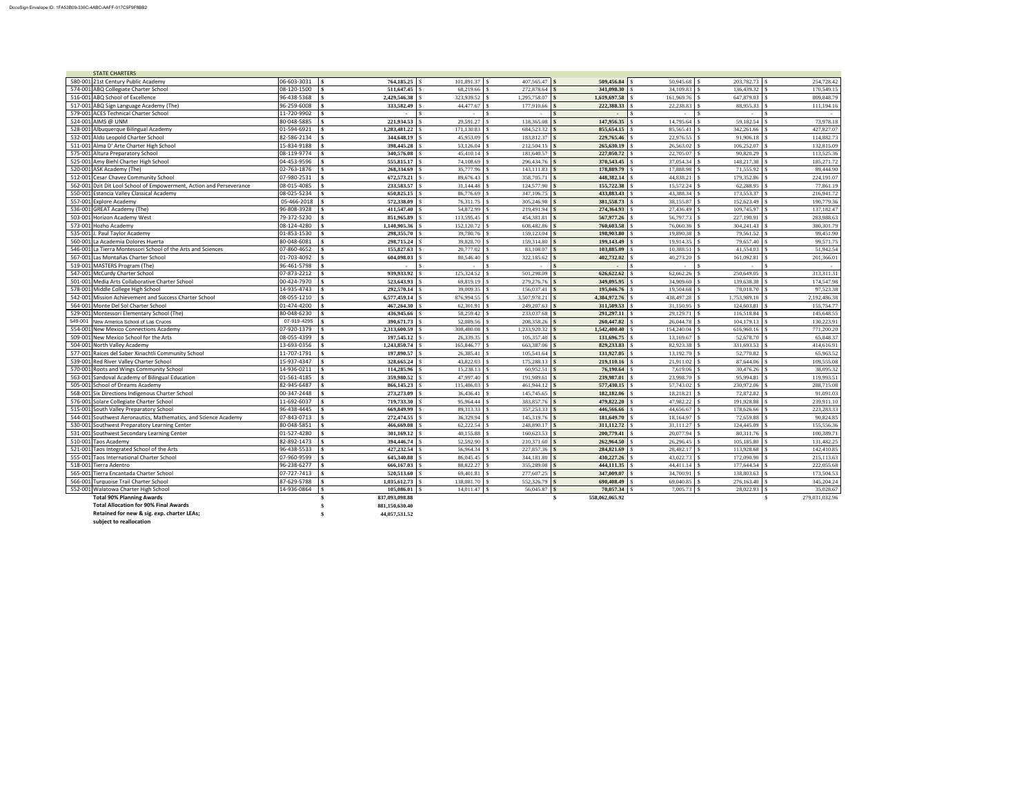| STATE CHARTERS | | | | | | | | |
|---|---|---|---|---|---|---|---|---|
| 580-001 | 21st Century Public Academy | 06-603-3031 | $ 764,185.25 | $ 101,891.37 | $ 407,565.47 | $ 509,456.84 | $ 50,945.68 | $ 203,782.73 | $ 254,728.42 |
| 574-001 | ABQ Collegiate Charter School | 08-120-1500 | $ 511,647.45 | $ 68,219.66 | $ 272,878.64 | $ 341,098.30 | $ 34,109.83 | $ 136,439.32 | $ 170,549.15 |
| 516-001 | ABQ School of Excellence | 96-438-5368 | $ 2,429,546.38 | $ 323,939.52 | $ 1,295,758.07 | $ 1,619,697.58 | $ 161,969.76 | $ 647,879.03 | $ 809,848.79 |
| 517-001 | ABQ Sign Language Academy (The) | 96-259-6008 | $ 333,582.49 | $ 44,477.67 | $ 177,910.66 | $ 222,388.33 | $ 22,238.83 | $ 88,955.33 | $ 111,194.16 |
| 579-001 | ACES Technical Charter School | 11-720-9902 | $ - | $ - | $ - | $ - | $ - | $ - | $ - |
| 524-001 | AIMS @ UNM | 80-048-5885 | $ 221,934.53 | $ 29,591.27 | $ 118,365.08 | $ 147,956.35 | $ 14,795.64 | $ 59,182.54 | $ 73,978.18 |
| 528-001 | Albuquerque Bilingual Academy | 01-594-6921 | $ 1,283,481.22 | $ 171,130.83 | $ 684,523.32 | $ 855,654.15 | $ 85,565.41 | $ 342,261.66 | $ 427,827.07 |
| 532-001 | Aldo Leopold Charter School | 82-586-2134 | $ 344,648.19 | $ 45,953.09 | $ 183,812.37 | $ 229,765.46 | $ 22,976.55 | $ 91,906.18 | $ 114,882.73 |
| 511-001 | Alma D' Arte Charter High School | 15-834-9188 | $ 398,445.28 | $ 53,126.04 | $ 212,504.15 | $ 265,630.19 | $ 26,563.02 | $ 106,252.07 | $ 132,815.09 |
| 575-001 | Altura Preparatory School | 08-119-9774 | $ 340,576.08 | $ 45,410.14 | $ 181,640.57 | $ 227,050.72 | $ 22,705.07 | $ 90,820.29 | $ 113,525.36 |
| 525-001 | Amy Biehl Charter High School | 04-453-9596 | $ 555,815.17 | $ 74,108.69 | $ 296,434.76 | $ 370,543.45 | $ 37,054.34 | $ 148,217.38 | $ 185,271.72 |
| 520-001 | ASK Academy (The) | 02-763-1876 | $ 268,334.69 | $ 35,777.96 | $ 143,111.83 | $ 178,889.79 | $ 17,888.98 | $ 71,555.92 | $ 89,444.90 |
| 512-001 | Cesar Chavez Community School | 07-980-2531 | $ 672,573.21 | $ 89,676.43 | $ 358,705.71 | $ 448,382.14 | $ 44,838.21 | $ 179,352.86 | $ 224,191.07 |
| 562-001 | Dzit Dit Lool School of Empowerment, Action and Perseverance | 08-015-4085 | $ 233,583.57 | $ 31,144.48 | $ 124,577.90 | $ 155,722.38 | $ 15,572.24 | $ 62,288.95 | $ 77,861.19 |
| 550-001 | Estancia Valley Classical Academy | 08-025-5234 | $ 650,825.15 | $ 86,776.69 | $ 347,106.75 | $ 433,883.43 | $ 43,388.34 | $ 173,553.37 | $ 216,941.72 |
| 557-001 | Explore Academy | 05-466-2018 | $ 572,338.09 | $ 76,311.75 | $ 305,246.98 | $ 381,558.73 | $ 38,155.87 | $ 152,623.49 | $ 190,779.36 |
| 536-001 | GREAT Academy (The) | 96-808-3928 | $ 411,547.40 | $ 54,872.99 | $ 219,491.94 | $ 274,364.93 | $ 27,436.49 | $ 109,745.97 | $ 137,182.47 |
| 503-001 | Horizon Academy West | 79-372-5230 | $ 851,965.89 | $ 113,595.45 | $ 454,381.81 | $ 567,977.26 | $ 56,797.73 | $ 227,190.91 | $ 283,988.63 |
| 573-001 | Hozho Academy | 08-124-4280 | $ 1,140,905.36 | $ 152,120.72 | $ 608,482.86 | $ 760,603.58 | $ 76,060.36 | $ 304,241.43 | $ 380,301.79 |
| 535-001 | J. Paul Taylor Academy | 01-853-1530 | $ 298,355.70 | $ 39,780.76 | $ 159,123.04 | $ 198,903.80 | $ 19,890.38 | $ 79,561.52 | $ 99,451.90 |
| 560-001 | La Academia Dolores Huerta | 80-048-6081 | $ 298,715.24 | $ 39,828.70 | $ 159,314.80 | $ 199,143.49 | $ 19,914.35 | $ 79,657.40 | $ 99,571.75 |
| 546-001 | La Tierra Montessori School of the Arts and Sciences | 07-860-4652 | $ 155,827.63 | $ 20,777.02 | $ 83,108.07 | $ 103,885.09 | $ 10,388.51 | $ 41,554.03 | $ 51,942.54 |
| 567-001 | Las Montañas Charter School | 01-703-4092 | $ 604,098.03 | $ 80,546.40 | $ 322,185.62 | $ 402,732.02 | $ 40,273.20 | $ 161,092.81 | $ 201,366.01 |
| 519-001 | MASTERS Program (The) | 96-461-5798 | $ - | $ - | $ - | $ - | $ - | $ - | $ - |
| 547-001 | McCurdy Charter School | 07-873-2212 | $ 939,933.92 | $ 125,324.52 | $ 501,298.09 | $ 626,622.62 | $ 62,662.26 | $ 250,649.05 | $ 313,311.31 |
| 501-001 | Media Arts Collaborative Charter School | 00-424-7970 | $ 523,643.93 | $ 69,819.19 | $ 279,276.76 | $ 349,095.95 | $ 34,909.60 | $ 139,638.38 | $ 174,547.98 |
| 578-001 | Middle College High School | 14-935-4743 | $ 292,570.14 | $ 39,009.35 | $ 156,037.41 | $ 195,046.76 | $ 19,504.68 | $ 78,018.70 | $ 97,523.38 |
| 542-001 | Mission Achievement and Success Charter School | 08-055-1210 | $ 6,577,459.14 | $ 876,994.55 | $ 3,507,978.21 | $ 4,384,972.76 | $ 438,497.28 | $ 1,753,989.10 | $ 2,192,486.38 |
| 564-001 | Monte Del Sol Charter School | 01-474-4200 | $ 467,264.30 | $ 62,301.91 | $ 249,207.63 | $ 311,509.53 | $ 31,150.95 | $ 124,603.81 | $ 155,754.77 |
| 529-001 | Montessori Elementary School (The) | 80-048-6230 | $ 436,945.66 | $ 58,259.42 | $ 233,037.68 | $ 291,297.11 | $ 29,129.71 | $ 116,518.84 | $ 145,648.55 |
| 549-001 | New America School of Las Cruces | 07-919-4295 | $ 390,671.73 | $ 52,089.56 | $ 208,358.26 | $ 260,447.82 | $ 26,044.78 | $ 104,179.13 | $ 130,223.91 |
| 554-001 | New Mexico Connections Academy | 07-920-1379 | $ 2,313,600.59 | $ 308,480.08 | $ 1,233,920.32 | $ 1,542,400.40 | $ 154,240.04 | $ 616,960.16 | $ 771,200.20 |
| 509-001 | New Mexico School for the Arts | 08-055-4399 | $ 197,545.12 | $ 26,339.35 | $ 105,357.40 | $ 131,696.75 | $ 13,169.67 | $ 52,678.70 | $ 65,848.37 |
| 504-001 | North Valley Academy | 13-693-0356 | $ 1,243,850.74 | $ 165,846.77 | $ 663,387.06 | $ 829,233.83 | $ 82,923.38 | $ 331,693.53 | $ 414,616.91 |
| 577-001 | Raices del Saber Xinachtli Community School | 11-707-1791 | $ 197,890.57 | $ 26,385.41 | $ 105,541.64 | $ 131,927.05 | $ 13,192.70 | $ 52,770.82 | $ 65,963.52 |
| 539-001 | Red River Valley Charter School | 15-937-4347 | $ 328,665.24 | $ 43,822.03 | $ 175,288.13 | $ 219,110.16 | $ 21,911.02 | $ 87,644.06 | $ 109,555.08 |
| 570-001 | Roots and Wings Community School | 96-436-0211 | $ 114,285.96 | $ 15,238.13 | $ 60,952.51 | $ 76,190.64 | $ 7,619.06 | $ 30,476.26 | $ 38,095.32 |
| 563-001 | Sandoval Academy of Bilingual Education | 01-561-4185 | $ 359,980.52 | $ 47,997.40 | $ 191,989.61 | $ 239,987.01 | $ 23,998.70 | $ 95,994.81 | $ 119,993.51 |
| 505-001 | School of Dreams Academy | 82-945-6487 | $ 866,145.23 | $ 115,486.03 | $ 461,944.12 | $ 577,430.15 | $ 57,743.02 | $ 230,972.06 | $ 288,715.08 |
| 568-001 | Six Directions Indigenous Charter School | 00-347-2448 | $ 273,273.09 | $ 36,436.41 | $ 145,745.65 | $ 182,182.06 | $ 18,218.21 | $ 72,872.82 | $ 91,091.03 |
| 576-001 | Solare Collegiate Charter School | 11-692-6037 | $ 719,733.30 | $ 95,964.44 | $ 383,857.76 | $ 479,822.20 | $ 47,982.22 | $ 191,928.88 | $ 239,911.10 |
| 515-001 | South Valley Preparatory School | 96-438-4445 | $ 669,849.99 | $ 89,313.33 | $ 357,253.33 | $ 446,566.66 | $ 44,656.67 | $ 178,626.66 | $ 223,283.33 |
| 544-001 | Southwest Aeronautics, Mathematics, and Science Academy | 07-843-0713 | $ 272,474.55 | $ 36,329.94 | $ 145,319.76 | $ 181,649.70 | $ 18,164.97 | $ 72,659.88 | $ 90,824.85 |
| 530-001 | Southwest Preparatory Learning Center | 80-048-5851 | $ 466,669.08 | $ 62,222.54 | $ 248,890.17 | $ 311,112.72 | $ 31,111.27 | $ 124,445.09 | $ 155,556.36 |
| 531-001 | Southwest Secondary Learning Center | 01-527-4280 | $ 301,169.12 | $ 40,155.88 | $ 160,623.53 | $ 200,779.41 | $ 20,077.94 | $ 80,311.76 | $ 100,389.71 |
| 510-001 | Taos Academy | 82-892-1473 | $ 394,446.74 | $ 52,592.90 | $ 210,371.60 | $ 262,964.50 | $ 26,296.45 | $ 105,185.80 | $ 131,482.25 |
| 521-001 | Taos Integrated School of the Arts | 96-438-5533 | $ 427,232.54 | $ 56,964.34 | $ 227,857.36 | $ 284,821.69 | $ 28,482.17 | $ 113,928.68 | $ 142,410.85 |
| 555-001 | Taos International Charter School | 07-960-9599 | $ 645,340.88 | $ 86,045.45 | $ 344,181.80 | $ 430,227.26 | $ 43,022.73 | $ 172,090.90 | $ 215,113.63 |
| 518-001 | Tierra Adentro | 96-238-6277 | $ 666,167.03 | $ 88,822.27 | $ 355,289.08 | $ 444,111.35 | $ 44,411.14 | $ 177,644.54 | $ 222,055.68 |
| 565-001 | Tierra Encantada Charter School | 07-727-7413 | $ 520,513.60 | $ 69,401.81 | $ 277,607.25 | $ 347,009.07 | $ 34,700.91 | $ 138,803.63 | $ 173,504.53 |
| 566-001 | Turquoise Trail Charter School | 87-629-5788 | $ 1,035,612.73 | $ 138,081.70 | $ 552,326.79 | $ 690,408.49 | $ 69,040.85 | $ 276,163.40 | $ 345,204.24 |
| 552-001 | Walatowa Charter High School | 14-936-0864 | $ 105,086.01 | $ 14,011.47 | $ 56,045.87 | $ 70,057.34 | $ 7,005.73 | $ 28,022.93 | $ 35,028.67 |
| | **Total 90% Planning Awards** | | $ 837,093,098.88 | | | $ 558,062,065.92 | | | $ 279,031,032.96 |
| | **Total Allocation for 90% Final Awards** | | $ 881,150,630.40 | | | | | | |
| | **Retained for new & sig. exp. charter LEAs; subject to reallocation** | | $ 44,057,531.52 | | | | | | |